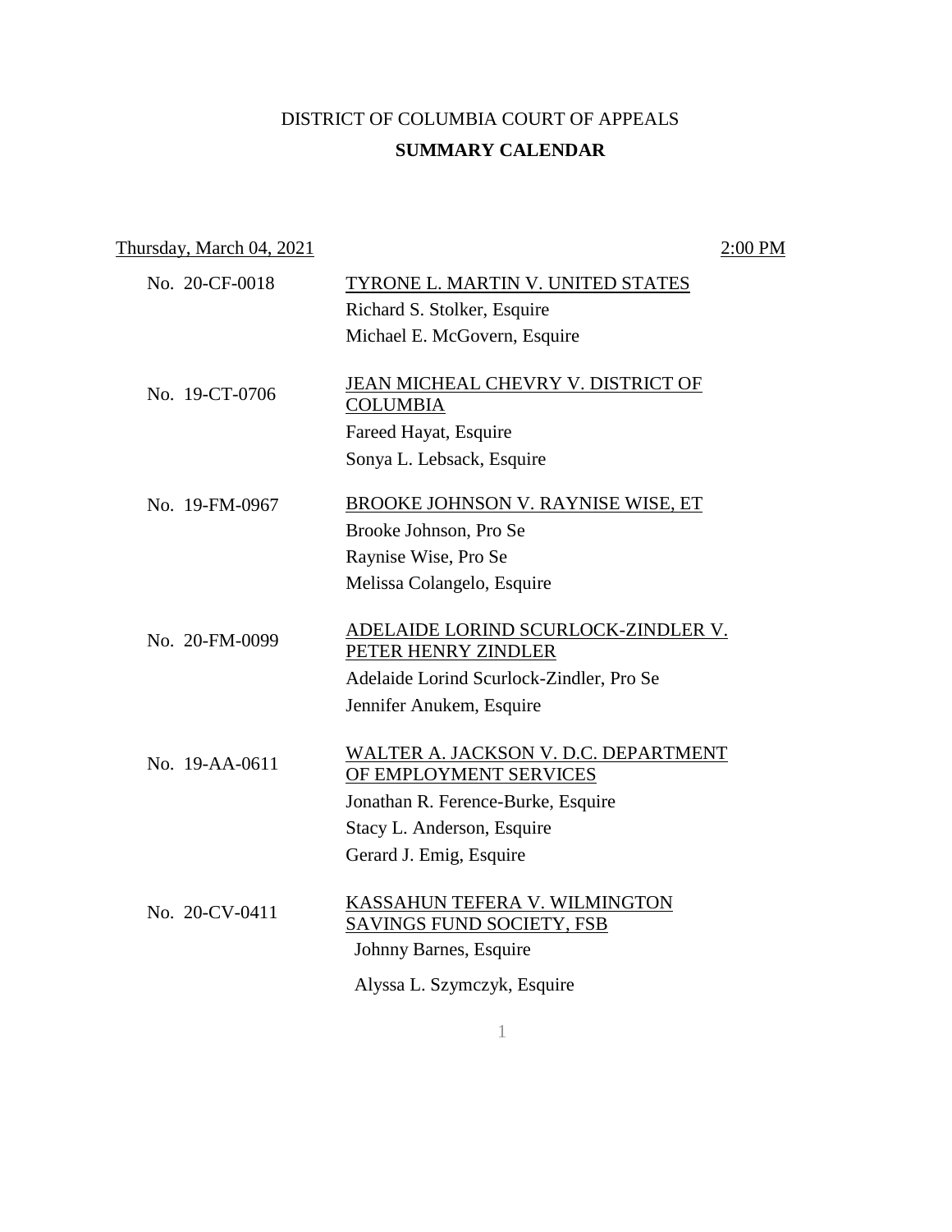# DISTRICT OF COLUMBIA COURT OF APPEALS

## SUMMARY CALENDAR

Thursday, March 04, 2021 — 2:00 PM

| | |
|---|---|
| No. 20-CF-0018 | TYRONE L. MARTIN V. UNITED STATES<br>Richard S. Stolker, Esquire<br>Michael E. McGovern, Esquire |
| No. 19-CT-0706 | JEAN MICHEAL CHEVRY V. DISTRICT OF COLUMBIA<br>Fareed Hayat, Esquire<br>Sonya L. Lebsack, Esquire |
| No. 19-FM-0967 | BROOKE JOHNSON V. RAYNISE WISE, ET<br>Brooke Johnson, Pro Se<br>Raynise Wise, Pro Se<br>Melissa Colangelo, Esquire |
| No. 20-FM-0099 | ADELAIDE LORIND SCURLOCK-ZINDLER V. PETER HENRY ZINDLER<br>Adelaide Lorind Scurlock-Zindler, Pro Se<br>Jennifer Anukem, Esquire |
| No. 19-AA-0611 | WALTER A. JACKSON V. D.C. DEPARTMENT OF EMPLOYMENT SERVICES<br>Jonathan R. Ference-Burke, Esquire<br>Stacy L. Anderson, Esquire<br>Gerard J. Emig, Esquire |
| No. 20-CV-0411 | KASSAHUN TEFERA V. WILMINGTON SAVINGS FUND SOCIETY, FSB<br>Johnny Barnes, Esquire<br>Alyssa L. Szymczyk, Esquire |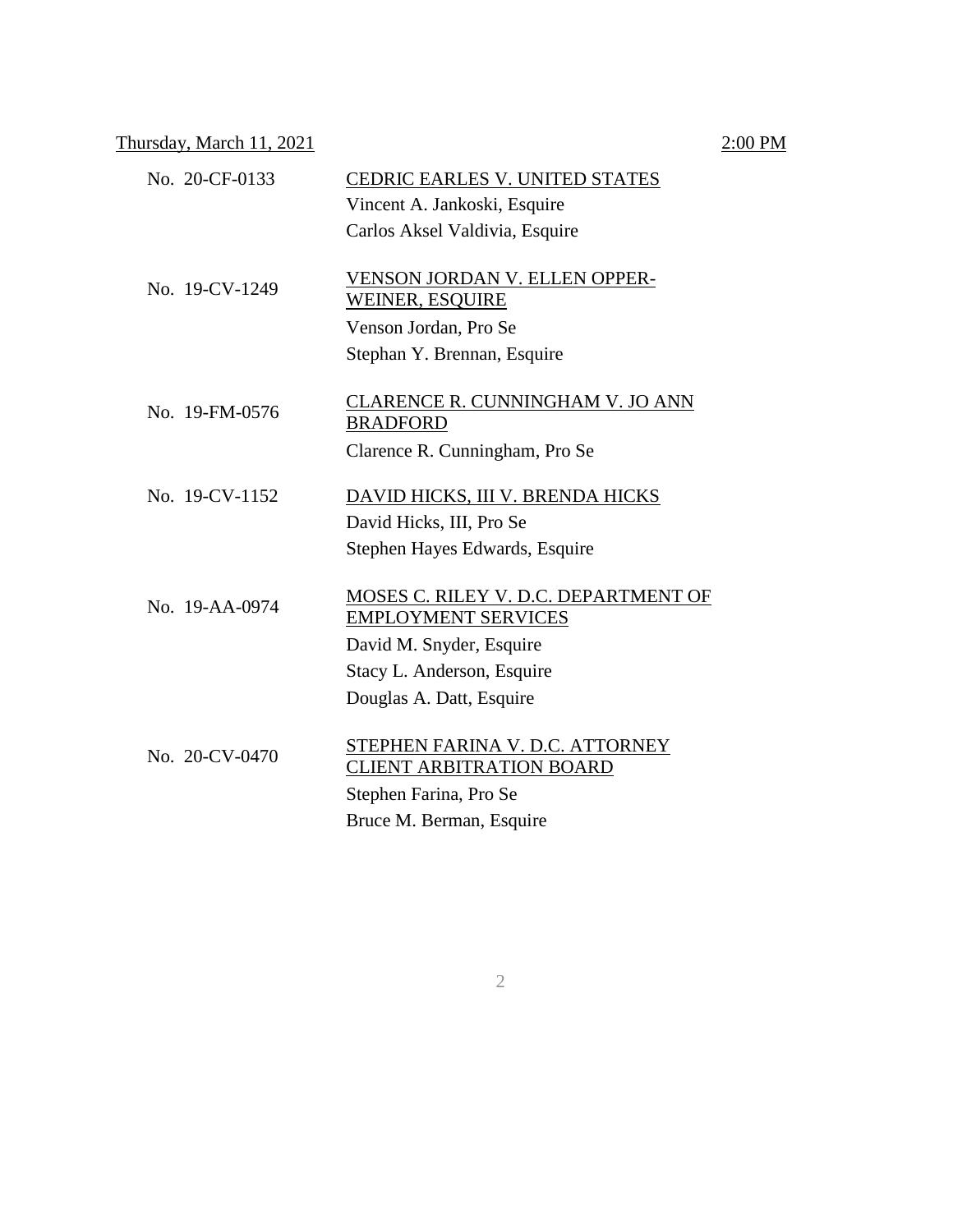Thursday, March 11, 2021 2:00 PM

No. 20-CF-0133 CEDRIC EARLES V. UNITED STATES
Vincent A. Jankoski, Esquire
Carlos Aksel Valdivia, Esquire

No. 19-CV-1249 VENSON JORDAN V. ELLEN OPPER-WEINER, ESQUIRE
Venson Jordan, Pro Se
Stephan Y. Brennan, Esquire

No. 19-FM-0576 CLARENCE R. CUNNINGHAM V. JO ANN BRADFORD
Clarence R. Cunningham, Pro Se

No. 19-CV-1152 DAVID HICKS, III V. BRENDA HICKS
David Hicks, III, Pro Se
Stephen Hayes Edwards, Esquire

No. 19-AA-0974 MOSES C. RILEY V. D.C. DEPARTMENT OF EMPLOYMENT SERVICES
David M. Snyder, Esquire
Stacy L. Anderson, Esquire
Douglas A. Datt, Esquire

No. 20-CV-0470 STEPHEN FARINA V. D.C. ATTORNEY CLIENT ARBITRATION BOARD
Stephen Farina, Pro Se
Bruce M. Berman, Esquire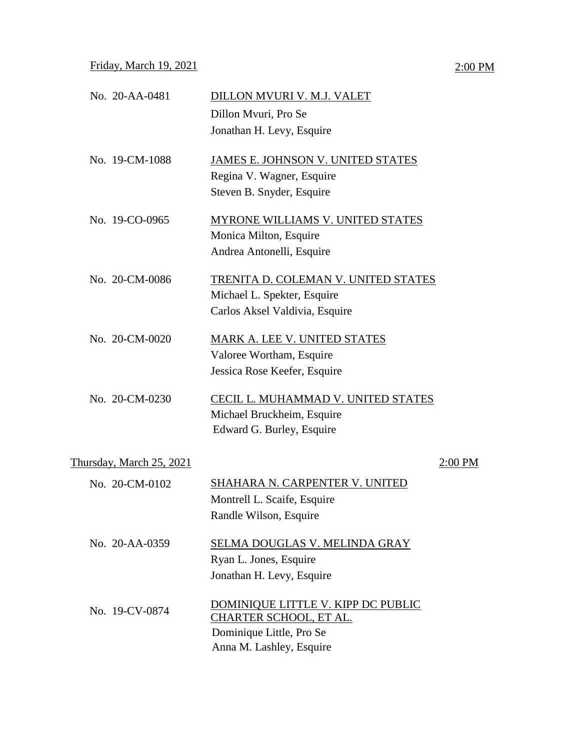Friday, March 19, 2021 — 2:00 PM

No. 20-AA-0481 — DILLON MVURI V. M.J. VALET
Dillon Mvuri, Pro Se
Jonathan H. Levy, Esquire

No. 19-CM-1088 — JAMES E. JOHNSON V. UNITED STATES
Regina V. Wagner, Esquire
Steven B. Snyder, Esquire

No. 19-CO-0965 — MYRONE WILLIAMS V. UNITED STATES
Monica Milton, Esquire
Andrea Antonelli, Esquire

No. 20-CM-0086 — TRENITA D. COLEMAN V. UNITED STATES
Michael L. Spekter, Esquire
Carlos Aksel Valdivia, Esquire

No. 20-CM-0020 — MARK A. LEE V. UNITED STATES
Valoree Wortham, Esquire
Jessica Rose Keefer, Esquire

No. 20-CM-0230 — CECIL L. MUHAMMAD V. UNITED STATES
Michael Bruckheim, Esquire
Edward G. Burley, Esquire

Thursday, March 25, 2021 — 2:00 PM

No. 20-CM-0102 — SHAHARA N. CARPENTER V. UNITED
Montrell L. Scaife, Esquire
Randle Wilson, Esquire

No. 20-AA-0359 — SELMA DOUGLAS V. MELINDA GRAY
Ryan L. Jones, Esquire
Jonathan H. Levy, Esquire

No. 19-CV-0874 — DOMINIQUE LITTLE V. KIPP DC PUBLIC CHARTER SCHOOL, ET AL.
Dominique Little, Pro Se
Anna M. Lashley, Esquire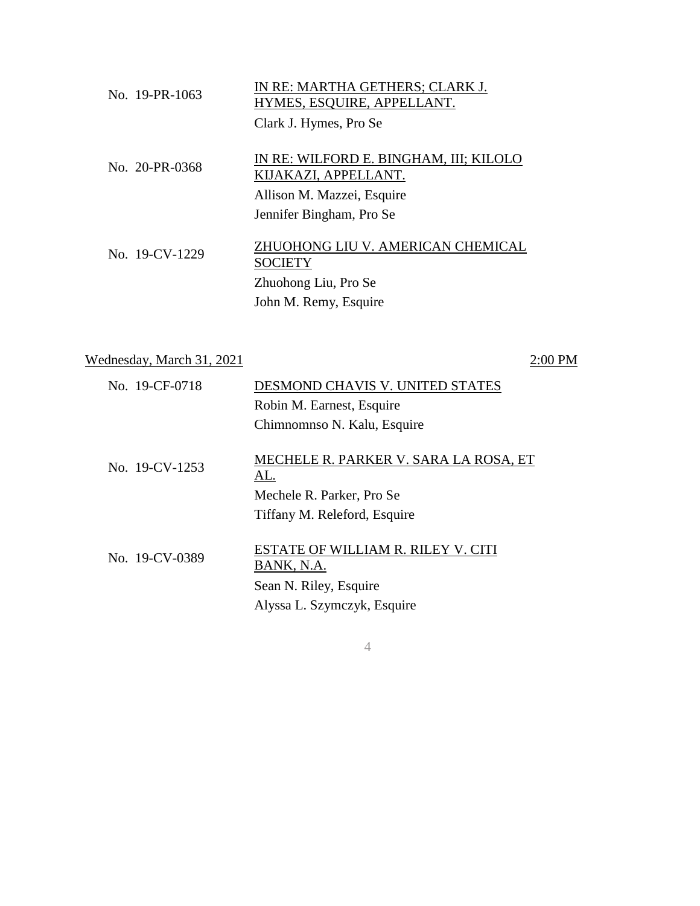No. 19-PR-1063

IN RE: MARTHA GETHERS; CLARK J. HYMES, ESQUIRE, APPELLANT.

Clark J. Hymes, Pro Se

No. 20-PR-0368

IN RE: WILFORD E. BINGHAM, III; KILOLO KIJAKAZI, APPELLANT.

Allison M. Mazzei, Esquire

Jennifer Bingham, Pro Se

No. 19-CV-1229

ZHUOHONG LIU V. AMERICAN CHEMICAL SOCIETY

Zhuohong Liu, Pro Se

John M. Remy, Esquire

## Wednesday, March 31, 2021 — 2:00 PM

No. 19-CF-0718

DESMOND CHAVIS V. UNITED STATES

Robin M. Earnest, Esquire

Chimnomnso N. Kalu, Esquire

No. 19-CV-1253

MECHELE R. PARKER V. SARA LA ROSA, ET AL.

Mechele R. Parker, Pro Se

Tiffany M. Releford, Esquire

No. 19-CV-0389

ESTATE OF WILLIAM R. RILEY V. CITI BANK, N.A.

Sean N. Riley, Esquire

Alyssa L. Szymczyk, Esquire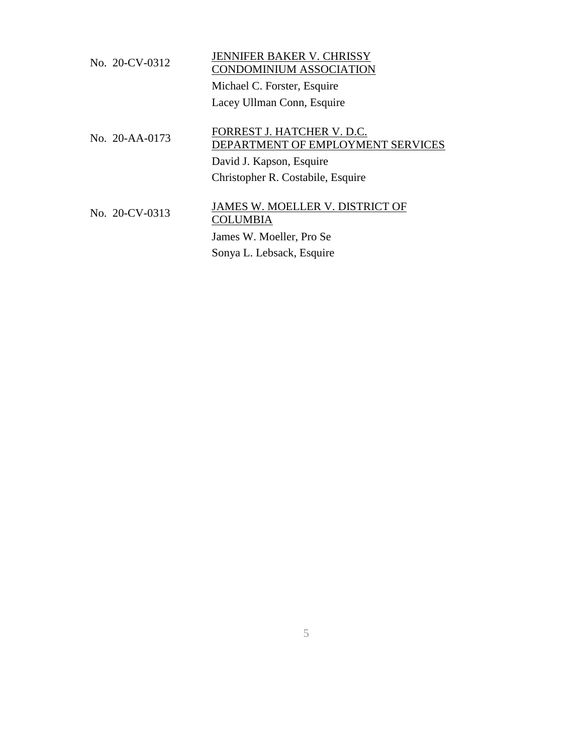| | |
|---|---|
| No. 20-CV-0312 | JENNIFER BAKER V. CHRISSY CONDOMINIUM ASSOCIATION<br>Michael C. Forster, Esquire<br>Lacey Ullman Conn, Esquire |
| No. 20-AA-0173 | FORREST J. HATCHER V. D.C. DEPARTMENT OF EMPLOYMENT SERVICES<br>David J. Kapson, Esquire<br>Christopher R. Costabile, Esquire |
| No. 20-CV-0313 | JAMES W. MOELLER V. DISTRICT OF COLUMBIA<br>James W. Moeller, Pro Se<br>Sonya L. Lebsack, Esquire |